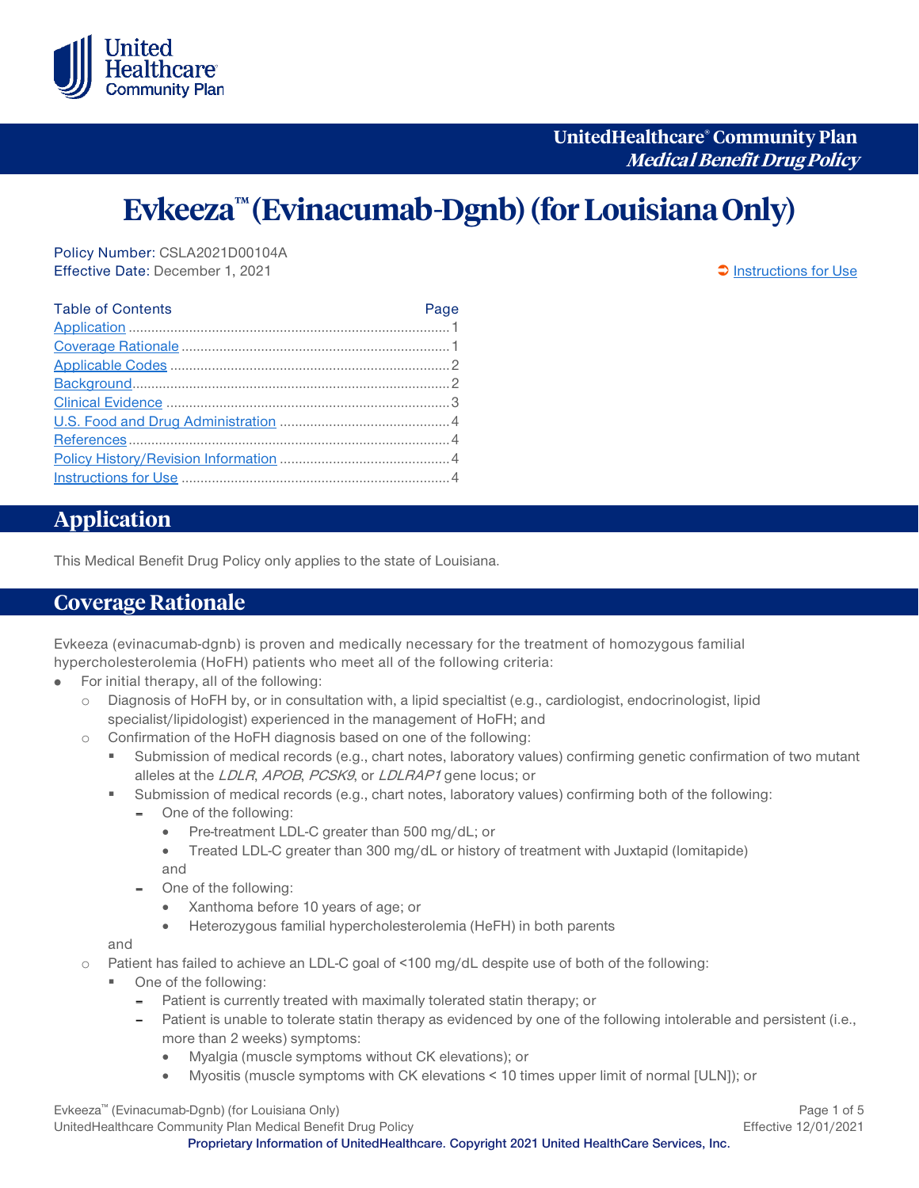UnitedHealthcare® Community Plan
*Medical Benefit Drug Policy*

# Evkeeza™ (Evinacumab-Dgnb) (for Louisiana Only)

Policy Number: CSLA2021D00104A
Effective Date: December 1, 2021

➲ Instructions for Use

| Table of Contents | Page |
|---|---|
| Application | 1 |
| Coverage Rationale | 1 |
| Applicable Codes | 2 |
| Background | 2 |
| Clinical Evidence | 3 |
| U.S. Food and Drug Administration | 4 |
| References | 4 |
| Policy History/Revision Information | 4 |
| Instructions for Use | 4 |

## Application

This Medical Benefit Drug Policy only applies to the state of Louisiana.

## Coverage Rationale

Evkeeza (evinacumab-dgnb) is proven and medically necessary for the treatment of homozygous familial hypercholesterolemia (HoFH) patients who meet all of the following criteria:

- For initial therapy, all of the following:
  - Diagnosis of HoFH by, or in consultation with, a lipid specialtist (e.g., cardiologist, endocrinologist, lipid specialist/lipidologist) experienced in the management of HoFH; and
  - Confirmation of the HoFH diagnosis based on one of the following:
    - Submission of medical records (e.g., chart notes, laboratory values) confirming genetic confirmation of two mutant alleles at the *LDLR*, *APOB*, *PCSK9*, or *LDLRAP1* gene locus; or
    - Submission of medical records (e.g., chart notes, laboratory values) confirming both of the following:
      - One of the following:
        - Pre-treatment LDL-C greater than 500 mg/dL; or
        - Treated LDL-C greater than 300 mg/dL or history of treatment with Juxtapid (lomitapide)

        and
      - One of the following:
        - Xanthoma before 10 years of age; or
        - Heterozygous familial hypercholesterolemia (HeFH) in both parents

    and
  - Patient has failed to achieve an LDL-C goal of <100 mg/dL despite use of both of the following:
    - One of the following:
      - Patient is currently treated with maximally tolerated statin therapy; or
      - Patient is unable to tolerate statin therapy as evidenced by one of the following intolerable and persistent (i.e., more than 2 weeks) symptoms:
        - Myalgia (muscle symptoms without CK elevations); or
        - Myositis (muscle symptoms with CK elevations < 10 times upper limit of normal [ULN]); or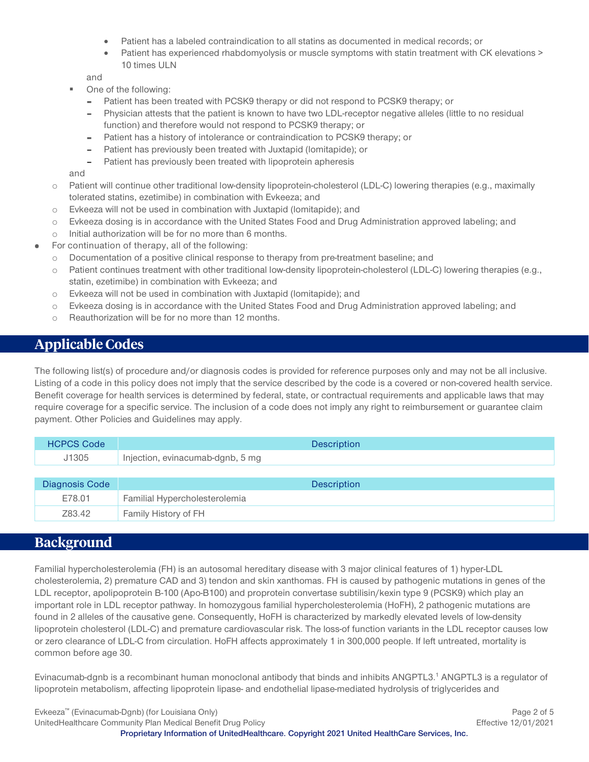- Patient has a labeled contraindication to all statins as documented in medical records; or
    - Patient has experienced rhabdomyolysis or muscle symptoms with statin treatment with CK elevations > 10 times ULN

    and

  - One of the following:
    - Patient has been treated with PCSK9 therapy or did not respond to PCSK9 therapy; or
    - Physician attests that the patient is known to have two LDL-receptor negative alleles (little to no residual function) and therefore would not respond to PCSK9 therapy; or
    - Patient has a history of intolerance or contraindication to PCSK9 therapy; or
    - Patient has previously been treated with Juxtapid (lomitapide); or
    - Patient has previously been treated with lipoprotein apheresis

    and

  - Patient will continue other traditional low-density lipoprotein-cholesterol (LDL-C) lowering therapies (e.g., maximally tolerated statins, ezetimibe) in combination with Evkeeza; and
  - Evkeeza will not be used in combination with Juxtapid (lomitapide); and
  - Evkeeza dosing is in accordance with the United States Food and Drug Administration approved labeling; and
  - Initial authorization will be for no more than 6 months.
- For continuation of therapy, all of the following:
  - Documentation of a positive clinical response to therapy from pre-treatment baseline; and
  - Patient continues treatment with other traditional low-density lipoprotein-cholesterol (LDL-C) lowering therapies (e.g., statin, ezetimibe) in combination with Evkeeza; and
  - Evkeeza will not be used in combination with Juxtapid (lomitapide); and
  - Evkeeza dosing is in accordance with the United States Food and Drug Administration approved labeling; and
  - Reauthorization will be for no more than 12 months.

## Applicable Codes

The following list(s) of procedure and/or diagnosis codes is provided for reference purposes only and may not be all inclusive. Listing of a code in this policy does not imply that the service described by the code is a covered or non-covered health service. Benefit coverage for health services is determined by federal, state, or contractual requirements and applicable laws that may require coverage for a specific service. The inclusion of a code does not imply any right to reimbursement or guarantee claim payment. Other Policies and Guidelines may apply.

| HCPCS Code | Description |
|---|---|
| J1305 | Injection, evinacumab-dgnb, 5 mg |

| Diagnosis Code | Description |
|---|---|
| E78.01 | Familial Hypercholesterolemia |
| Z83.42 | Family History of FH |

## Background

Familial hypercholesterolemia (FH) is an autosomal hereditary disease with 3 major clinical features of 1) hyper-LDL cholesterolemia, 2) premature CAD and 3) tendon and skin xanthomas. FH is caused by pathogenic mutations in genes of the LDL receptor, apolipoprotein B-100 (Apo-B100) and proprotein convertase subtilisin/kexin type 9 (PCSK9) which play an important role in LDL receptor pathway. In homozygous familial hypercholesterolemia (HoFH), 2 pathogenic mutations are found in 2 alleles of the causative gene. Consequently, HoFH is characterized by markedly elevated levels of low-density lipoprotein cholesterol (LDL-C) and premature cardiovascular risk. The loss-of function variants in the LDL receptor causes low or zero clearance of LDL-C from circulation. HoFH affects approximately 1 in 300,000 people. If left untreated, mortality is common before age 30.

Evinacumab-dgnb is a recombinant human monoclonal antibody that binds and inhibits ANGPTL3.[1] ANGPTL3 is a regulator of lipoprotein metabolism, affecting lipoprotein lipase- and endothelial lipase-mediated hydrolysis of triglycerides and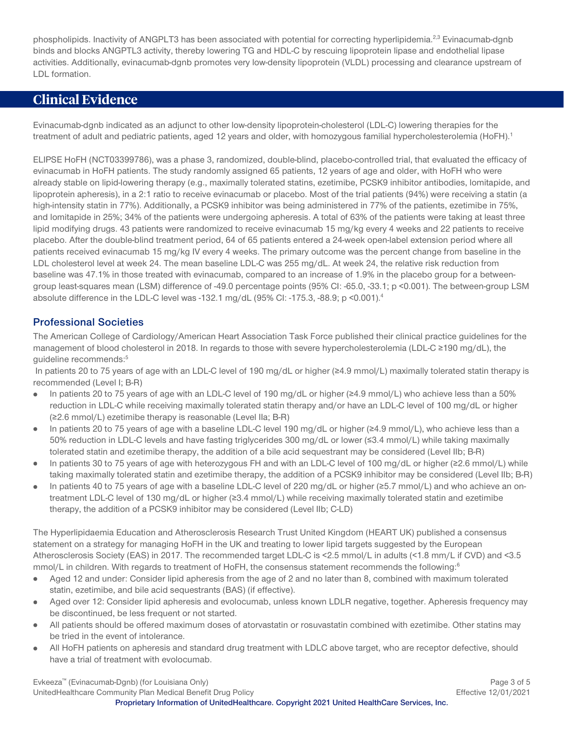phospholipids. Inactivity of ANGPLT3 has been associated with potential for correcting hyperlipidemia.[2,3] Evinacumab-dgnb binds and blocks ANGPTL3 activity, thereby lowering TG and HDL-C by rescuing lipoprotein lipase and endothelial lipase activities. Additionally, evinacumab-dgnb promotes very low-density lipoprotein (VLDL) processing and clearance upstream of LDL formation.

## Clinical Evidence

Evinacumab-dgnb indicated as an adjunct to other low-density lipoprotein-cholesterol (LDL-C) lowering therapies for the treatment of adult and pediatric patients, aged 12 years and older, with homozygous familial hypercholesterolemia (HoFH).[1]

ELIPSE HoFH (NCT03399786), was a phase 3, randomized, double-blind, placebo-controlled trial, that evaluated the efficacy of evinacumab in HoFH patients. The study randomly assigned 65 patients, 12 years of age and older, with HoFH who were already stable on lipid-lowering therapy (e.g., maximally tolerated statins, ezetimibe, PCSK9 inhibitor antibodies, lomitapide, and lipoprotein apheresis), in a 2:1 ratio to receive evinacumab or placebo. Most of the trial patients (94%) were receiving a statin (a high-intensity statin in 77%). Additionally, a PCSK9 inhibitor was being administered in 77% of the patients, ezetimibe in 75%, and lomitapide in 25%; 34% of the patients were undergoing apheresis. A total of 63% of the patients were taking at least three lipid modifying drugs. 43 patients were randomized to receive evinacumab 15 mg/kg every 4 weeks and 22 patients to receive placebo. After the double-blind treatment period, 64 of 65 patients entered a 24-week open-label extension period where all patients received evinacumab 15 mg/kg IV every 4 weeks. The primary outcome was the percent change from baseline in the LDL cholesterol level at week 24. The mean baseline LDL-C was 255 mg/dL. At week 24, the relative risk reduction from baseline was 47.1% in those treated with evinacumab, compared to an increase of 1.9% in the placebo group for a between-group least-squares mean (LSM) difference of -49.0 percentage points (95% CI: -65.0, -33.1; p <0.001). The between-group LSM absolute difference in the LDL-C level was -132.1 mg/dL (95% CI: -175.3, -88.9; p <0.001).[4]

### Professional Societies

The American College of Cardiology/American Heart Association Task Force published their clinical practice guidelines for the management of blood cholesterol in 2018. In regards to those with severe hypercholesterolemia (LDL-C ≥190 mg/dL), the guideline recommends:[5]

In patients 20 to 75 years of age with an LDL-C level of 190 mg/dL or higher (≥4.9 mmol/L) maximally tolerated statin therapy is recommended (Level I; B-R)

- In patients 20 to 75 years of age with an LDL-C level of 190 mg/dL or higher (≥4.9 mmol/L) who achieve less than a 50% reduction in LDL-C while receiving maximally tolerated statin therapy and/or have an LDL-C level of 100 mg/dL or higher (≥2.6 mmol/L) ezetimibe therapy is reasonable (Level IIa; B-R)
- In patients 20 to 75 years of age with a baseline LDL-C level 190 mg/dL or higher (≥4.9 mmol/L), who achieve less than a 50% reduction in LDL-C levels and have fasting triglycerides 300 mg/dL or lower (≤3.4 mmol/L) while taking maximally tolerated statin and ezetimibe therapy, the addition of a bile acid sequestrant may be considered (Level IIb; B-R)
- In patients 30 to 75 years of age with heterozygous FH and with an LDL-C level of 100 mg/dL or higher (≥2.6 mmol/L) while taking maximally tolerated statin and ezetimibe therapy, the addition of a PCSK9 inhibitor may be considered (Level IIb; B-R)
- In patients 40 to 75 years of age with a baseline LDL-C level of 220 mg/dL or higher (≥5.7 mmol/L) and who achieve an on-treatment LDL-C level of 130 mg/dL or higher (≥3.4 mmol/L) while receiving maximally tolerated statin and ezetimibe therapy, the addition of a PCSK9 inhibitor may be considered (Level IIb; C-LD)

The Hyperlipidaemia Education and Atherosclerosis Research Trust United Kingdom (HEART UK) published a consensus statement on a strategy for managing HoFH in the UK and treating to lower lipid targets suggested by the European Atherosclerosis Society (EAS) in 2017. The recommended target LDL-C is <2.5 mmol/L in adults (<1.8 mm/L if CVD) and <3.5 mmol/L in children. With regards to treatment of HoFH, the consensus statement recommends the following:[6]

- Aged 12 and under: Consider lipid apheresis from the age of 2 and no later than 8, combined with maximum tolerated statin, ezetimibe, and bile acid sequestrants (BAS) (if effective).
- Aged over 12: Consider lipid apheresis and evolocumab, unless known LDLR negative, together. Apheresis frequency may be discontinued, be less frequent or not started.
- All patients should be offered maximum doses of atorvastatin or rosuvastatin combined with ezetimibe. Other statins may be tried in the event of intolerance.
- All HoFH patients on apheresis and standard drug treatment with LDLC above target, who are receptor defective, should have a trial of treatment with evolocumab.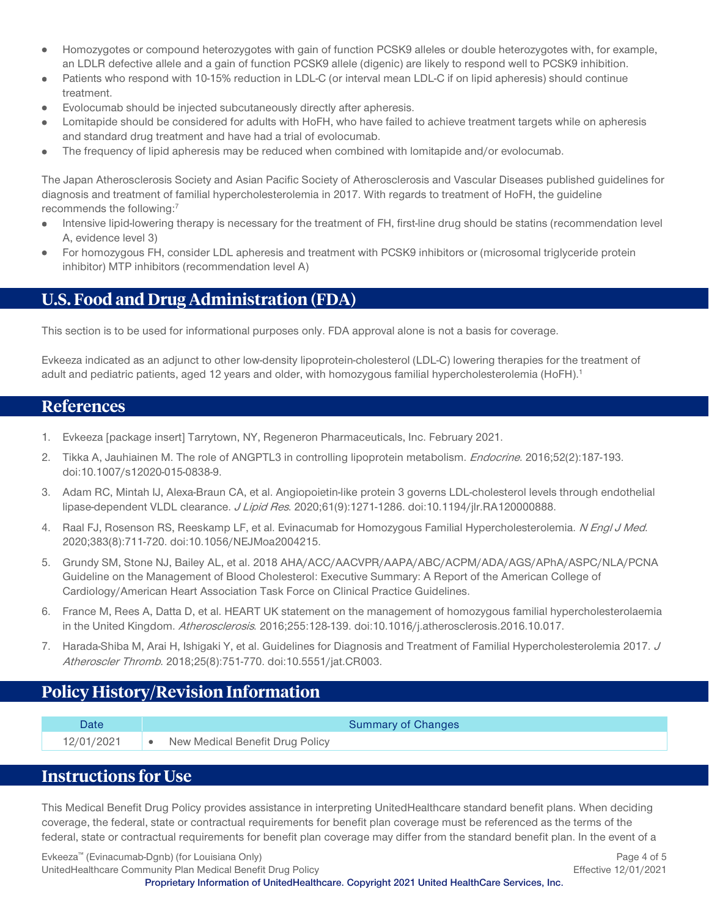- Homozygotes or compound heterozygotes with gain of function PCSK9 alleles or double heterozygotes with, for example, an LDLR defective allele and a gain of function PCSK9 allele (digenic) are likely to respond well to PCSK9 inhibition.
- Patients who respond with 10-15% reduction in LDL-C (or interval mean LDL-C if on lipid apheresis) should continue treatment.
- Evolocumab should be injected subcutaneously directly after apheresis.
- Lomitapide should be considered for adults with HoFH, who have failed to achieve treatment targets while on apheresis and standard drug treatment and have had a trial of evolocumab.
- The frequency of lipid apheresis may be reduced when combined with lomitapide and/or evolocumab.

The Japan Atherosclerosis Society and Asian Pacific Society of Atherosclerosis and Vascular Diseases published guidelines for diagnosis and treatment of familial hypercholesterolemia in 2017. With regards to treatment of HoFH, the guideline recommends the following:[7]

- Intensive lipid-lowering therapy is necessary for the treatment of FH, first-line drug should be statins (recommendation level A, evidence level 3)
- For homozygous FH, consider LDL apheresis and treatment with PCSK9 inhibitors or (microsomal triglyceride protein inhibitor) MTP inhibitors (recommendation level A)

## U.S. Food and Drug Administration (FDA)

This section is to be used for informational purposes only. FDA approval alone is not a basis for coverage.

Evkeeza indicated as an adjunct to other low-density lipoprotein-cholesterol (LDL-C) lowering therapies for the treatment of adult and pediatric patients, aged 12 years and older, with homozygous familial hypercholesterolemia (HoFH).[1]

## References

1. Evkeeza [package insert] Tarrytown, NY, Regeneron Pharmaceuticals, Inc. February 2021.
2. Tikka A, Jauhiainen M. The role of ANGPTL3 in controlling lipoprotein metabolism. *Endocrine*. 2016;52(2):187-193. doi:10.1007/s12020-015-0838-9.
3. Adam RC, Mintah IJ, Alexa-Braun CA, et al. Angiopoietin-like protein 3 governs LDL-cholesterol levels through endothelial lipase-dependent VLDL clearance. *J Lipid Res*. 2020;61(9):1271-1286. doi:10.1194/jlr.RA120000888.
4. Raal FJ, Rosenson RS, Reeskamp LF, et al. Evinacumab for Homozygous Familial Hypercholesterolemia. *N Engl J Med*. 2020;383(8):711-720. doi:10.1056/NEJMoa2004215.
5. Grundy SM, Stone NJ, Bailey AL, et al. 2018 AHA/ACC/AACVPR/AAPA/ABC/ACPM/ADA/AGS/APhA/ASPC/NLA/PCNA Guideline on the Management of Blood Cholesterol: Executive Summary: A Report of the American College of Cardiology/American Heart Association Task Force on Clinical Practice Guidelines.
6. France M, Rees A, Datta D, et al. HEART UK statement on the management of homozygous familial hypercholesterolaemia in the United Kingdom. *Atherosclerosis*. 2016;255:128-139. doi:10.1016/j.atherosclerosis.2016.10.017.
7. Harada-Shiba M, Arai H, Ishigaki Y, et al. Guidelines for Diagnosis and Treatment of Familial Hypercholesterolemia 2017. *J Atheroscler Thromb*. 2018;25(8):751-770. doi:10.5551/jat.CR003.

## Policy History/Revision Information

| Date | Summary of Changes |
|---|---|
| 12/01/2021 | • New Medical Benefit Drug Policy |

## Instructions for Use

This Medical Benefit Drug Policy provides assistance in interpreting UnitedHealthcare standard benefit plans. When deciding coverage, the federal, state or contractual requirements for benefit plan coverage must be referenced as the terms of the federal, state or contractual requirements for benefit plan coverage may differ from the standard benefit plan. In the event of a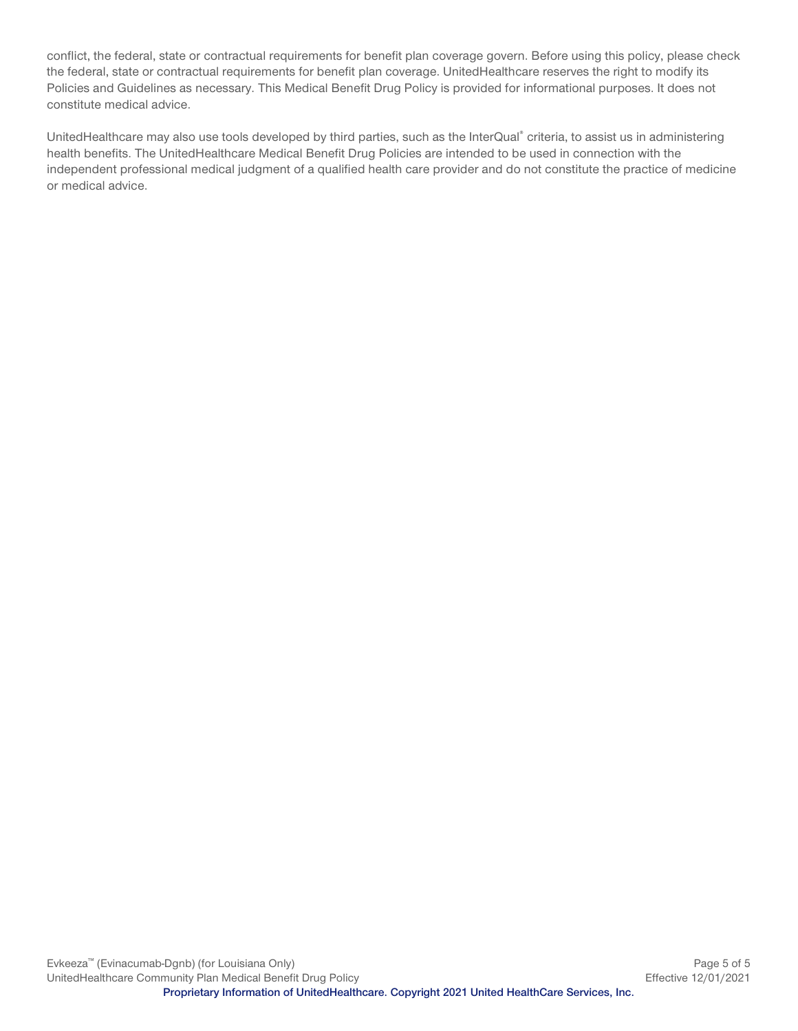conflict, the federal, state or contractual requirements for benefit plan coverage govern. Before using this policy, please check the federal, state or contractual requirements for benefit plan coverage. UnitedHealthcare reserves the right to modify its Policies and Guidelines as necessary. This Medical Benefit Drug Policy is provided for informational purposes. It does not constitute medical advice.

UnitedHealthcare may also use tools developed by third parties, such as the InterQual® criteria, to assist us in administering health benefits. The UnitedHealthcare Medical Benefit Drug Policies are intended to be used in connection with the independent professional medical judgment of a qualified health care provider and do not constitute the practice of medicine or medical advice.